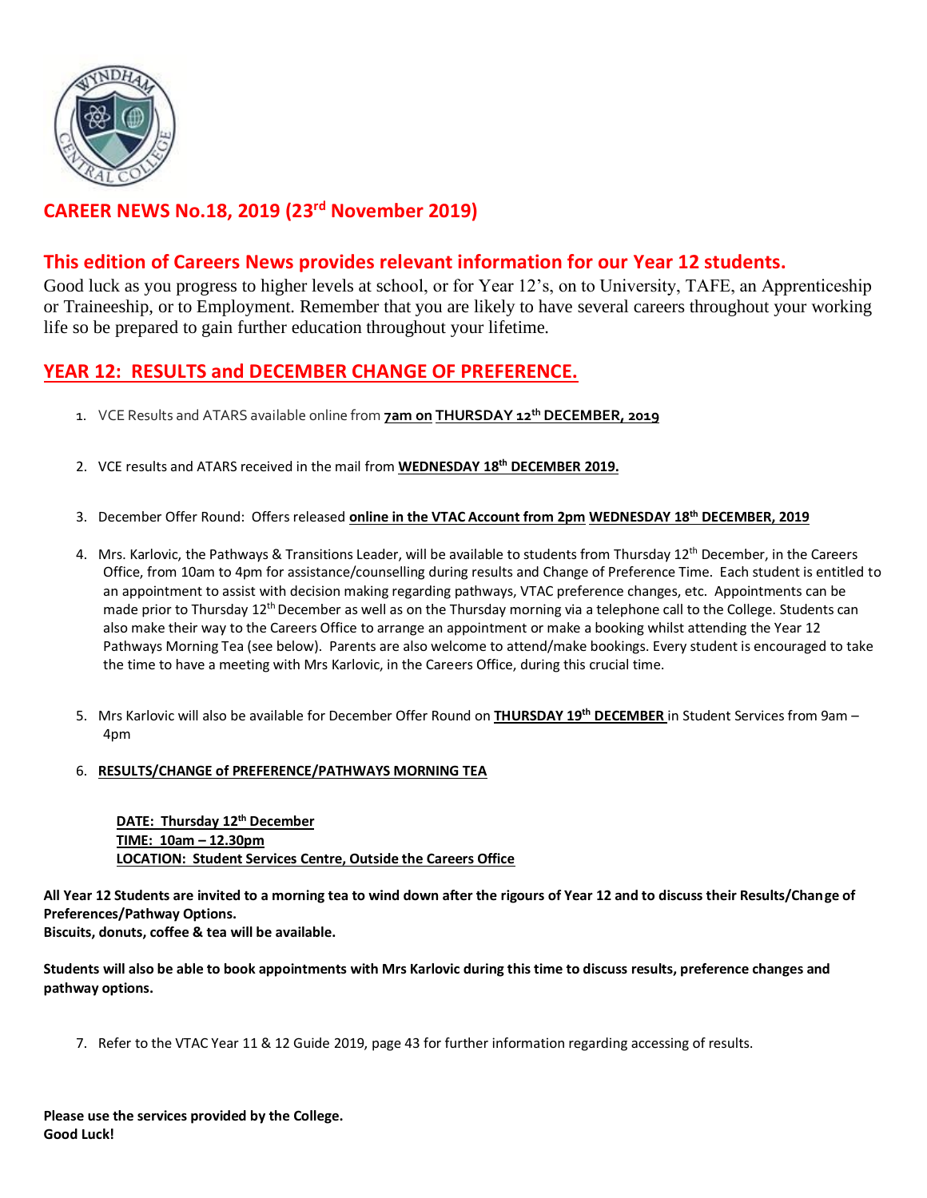# CAREER NEWS No.18, 2019 (23rd November 2019)

## This edition of Careers News provides relevant information for our Year 12 students.

Good luck as you progress to higher levels at school, or for Year 12's, on to University, TAFE, an Apprenticeship or Traineeship, or to Employment. Remember that you are likely to have several careers throughout your working life so be prepared to gain further education throughout your lifetime.

## YEAR 12: RESULTS and DECEMBER CHANGE OF PREFERENCE.

1. VCE Results and ATARS available online from **7am on THURSDAY 12th DECEMBER, 2019**

2. VCE results and ATARS received in the mail from **WEDNESDAY 18th DECEMBER 2019.**

3. December Offer Round: Offers released **online in the VTAC Account from 2pm WEDNESDAY 18th DECEMBER, 2019**

4. Mrs. Karlovic, the Pathways & Transitions Leader, will be available to students from Thursday 12th December, in the Careers Office, from 10am to 4pm for assistance/counselling during results and Change of Preference Time. Each student is entitled to an appointment to assist with decision making regarding pathways, VTAC preference changes, etc. Appointments can be made prior to Thursday 12th December as well as on the Thursday morning via a telephone call to the College. Students can also make their way to the Careers Office to arrange an appointment or make a booking whilst attending the Year 12 Pathways Morning Tea (see below). Parents are also welcome to attend/make bookings. Every student is encouraged to take the time to have a meeting with Mrs Karlovic, in the Careers Office, during this crucial time.

5. Mrs Karlovic will also be available for December Offer Round on **THURSDAY 19th DECEMBER** in Student Services from 9am – 4pm

6. **RESULTS/CHANGE of PREFERENCE/PATHWAYS MORNING TEA**

   **DATE: Thursday 12th December**
   **TIME: 10am – 12.30pm**
   **LOCATION: Student Services Centre, Outside the Careers Office**

**All Year 12 Students are invited to a morning tea to wind down after the rigours of Year 12 and to discuss their Results/Change of Preferences/Pathway Options.**
**Biscuits, donuts, coffee & tea will be available.**

**Students will also be able to book appointments with Mrs Karlovic during this time to discuss results, preference changes and pathway options.**

7. Refer to the VTAC Year 11 & 12 Guide 2019, page 43 for further information regarding accessing of results.

**Please use the services provided by the College.**
**Good Luck!**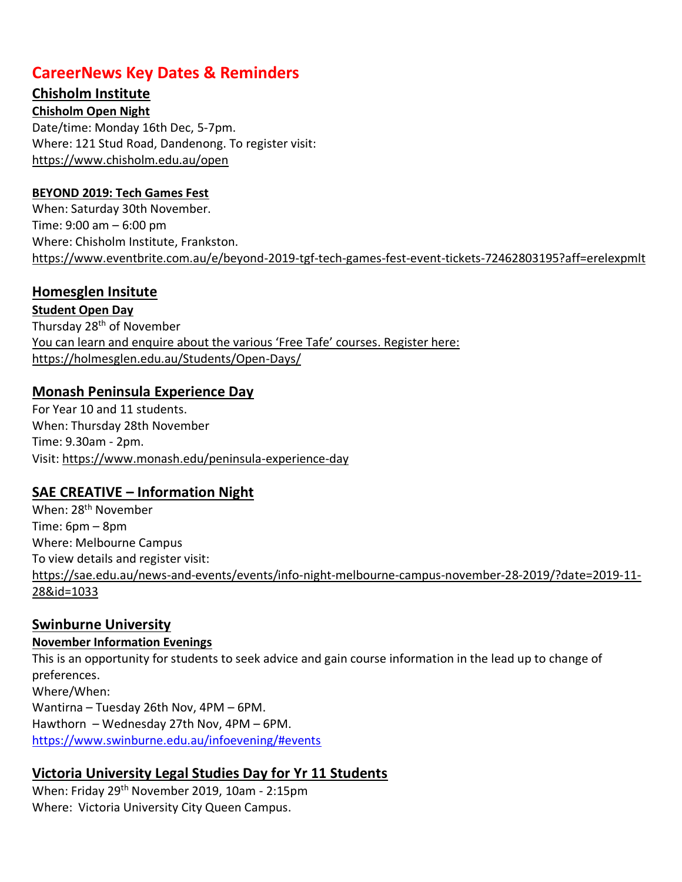# CareerNews Key Dates & Reminders

## Chisholm Institute

### Chisholm Open Night

Date/time: Monday 16th Dec, 5-7pm.
Where: 121 Stud Road, Dandenong. To register visit:
https://www.chisholm.edu.au/open

### BEYOND 2019: Tech Games Fest

When: Saturday 30th November.
Time: 9:00 am – 6:00 pm
Where: Chisholm Institute, Frankston.
https://www.eventbrite.com.au/e/beyond-2019-tgf-tech-games-fest-event-tickets-72462803195?aff=erelexpmlt

## Homesglen Insitute

### Student Open Day

Thursday 28th of November
You can learn and enquire about the various 'Free Tafe' courses. Register here:
https://holmesglen.edu.au/Students/Open-Days/

## Monash Peninsula Experience Day

For Year 10 and 11 students.
When: Thursday 28th November
Time: 9.30am - 2pm.
Visit: https://www.monash.edu/peninsula-experience-day

## SAE CREATIVE – Information Night

When: 28th November
Time: 6pm – 8pm
Where: Melbourne Campus
To view details and register visit:
https://sae.edu.au/news-and-events/events/info-night-melbourne-campus-november-28-2019/?date=2019-11-28&id=1033

## Swinburne University

### November Information Evenings

This is an opportunity for students to seek advice and gain course information in the lead up to change of preferences.
Where/When:
Wantirna – Tuesday 26th Nov, 4PM – 6PM.
Hawthorn – Wednesday 27th Nov, 4PM – 6PM.
https://www.swinburne.edu.au/infoevening/#events

## Victoria University Legal Studies Day for Yr 11 Students

When: Friday 29th November 2019, 10am - 2:15pm
Where: Victoria University City Queen Campus.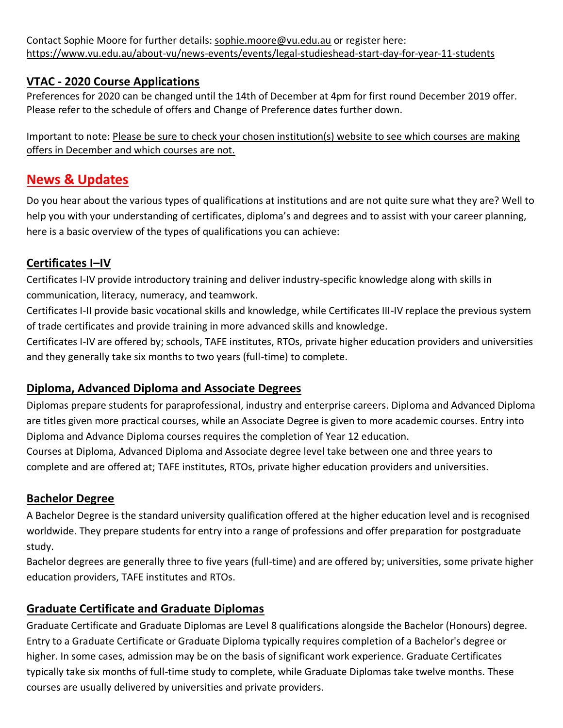Contact Sophie Moore for further details: sophie.moore@vu.edu.au or register here: https://www.vu.edu.au/about-vu/news-events/events/legal-studieshead-start-day-for-year-11-students

## VTAC - 2020 Course Applications

Preferences for 2020 can be changed until the 14th of December at 4pm for first round December 2019 offer. Please refer to the schedule of offers and Change of Preference dates further down.

Important to note: Please be sure to check your chosen institution(s) website to see which courses are making offers in December and which courses are not.

# News & Updates

Do you hear about the various types of qualifications at institutions and are not quite sure what they are? Well to help you with your understanding of certificates, diploma's and degrees and to assist with your career planning, here is a basic overview of the types of qualifications you can achieve:

## Certificates I–IV

Certificates I-IV provide introductory training and deliver industry-specific knowledge along with skills in communication, literacy, numeracy, and teamwork.

Certificates I-II provide basic vocational skills and knowledge, while Certificates III-IV replace the previous system of trade certificates and provide training in more advanced skills and knowledge.

Certificates I-IV are offered by; schools, TAFE institutes, RTOs, private higher education providers and universities and they generally take six months to two years (full-time) to complete.

## Diploma, Advanced Diploma and Associate Degrees

Diplomas prepare students for paraprofessional, industry and enterprise careers. Diploma and Advanced Diploma are titles given more practical courses, while an Associate Degree is given to more academic courses. Entry into Diploma and Advance Diploma courses requires the completion of Year 12 education.

Courses at Diploma, Advanced Diploma and Associate degree level take between one and three years to complete and are offered at; TAFE institutes, RTOs, private higher education providers and universities.

## Bachelor Degree

A Bachelor Degree is the standard university qualification offered at the higher education level and is recognised worldwide. They prepare students for entry into a range of professions and offer preparation for postgraduate study.

Bachelor degrees are generally three to five years (full-time) and are offered by; universities, some private higher education providers, TAFE institutes and RTOs.

## Graduate Certificate and Graduate Diplomas

Graduate Certificate and Graduate Diplomas are Level 8 qualifications alongside the Bachelor (Honours) degree. Entry to a Graduate Certificate or Graduate Diploma typically requires completion of a Bachelor's degree or higher. In some cases, admission may be on the basis of significant work experience. Graduate Certificates typically take six months of full-time study to complete, while Graduate Diplomas take twelve months. These courses are usually delivered by universities and private providers.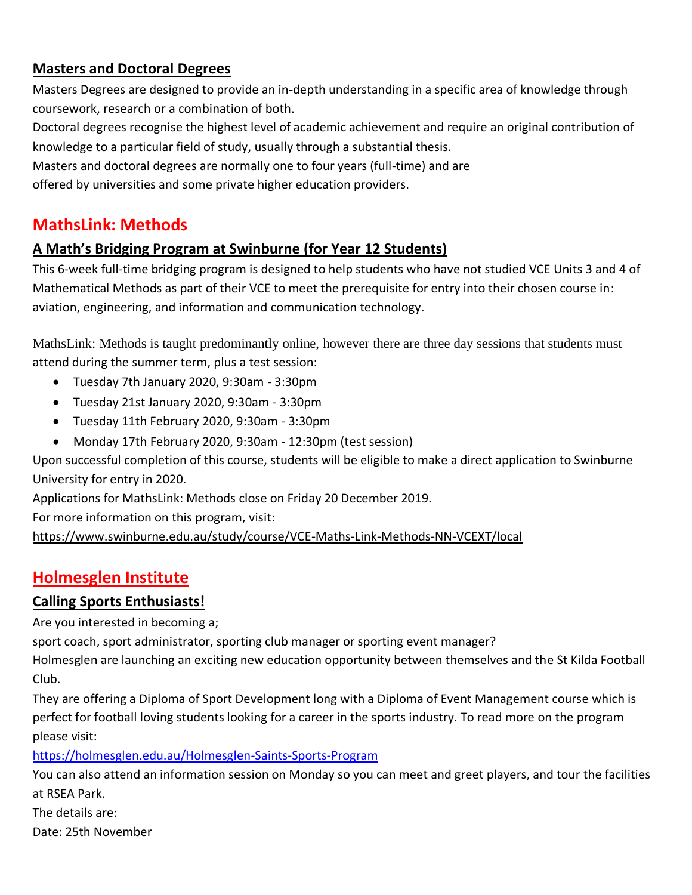### Masters and Doctoral Degrees

Masters Degrees are designed to provide an in-depth understanding in a specific area of knowledge through coursework, research or a combination of both.

Doctoral degrees recognise the highest level of academic achievement and require an original contribution of knowledge to a particular field of study, usually through a substantial thesis.

Masters and doctoral degrees are normally one to four years (full-time) and are offered by universities and some private higher education providers.

## MathsLink: Methods

### A Math's Bridging Program at Swinburne (for Year 12 Students)

This 6-week full-time bridging program is designed to help students who have not studied VCE Units 3 and 4 of Mathematical Methods as part of their VCE to meet the prerequisite for entry into their chosen course in: aviation, engineering, and information and communication technology.

MathsLink: Methods is taught predominantly online, however there are three day sessions that students must attend during the summer term, plus a test session:

- Tuesday 7th January 2020, 9:30am - 3:30pm
- Tuesday 21st January 2020, 9:30am - 3:30pm
- Tuesday 11th February 2020, 9:30am - 3:30pm
- Monday 17th February 2020, 9:30am - 12:30pm (test session)

Upon successful completion of this course, students will be eligible to make a direct application to Swinburne University for entry in 2020.

Applications for MathsLink: Methods close on Friday 20 December 2019.

For more information on this program, visit:

https://www.swinburne.edu.au/study/course/VCE-Maths-Link-Methods-NN-VCEXT/local

## Holmesglen Institute

### Calling Sports Enthusiasts!

Are you interested in becoming a;

sport coach, sport administrator, sporting club manager or sporting event manager?

Holmesglen are launching an exciting new education opportunity between themselves and the St Kilda Football Club.

They are offering a Diploma of Sport Development long with a Diploma of Event Management course which is perfect for football loving students looking for a career in the sports industry. To read more on the program please visit:

https://holmesglen.edu.au/Holmesglen-Saints-Sports-Program

You can also attend an information session on Monday so you can meet and greet players, and tour the facilities at RSEA Park.

The details are:

Date: 25th November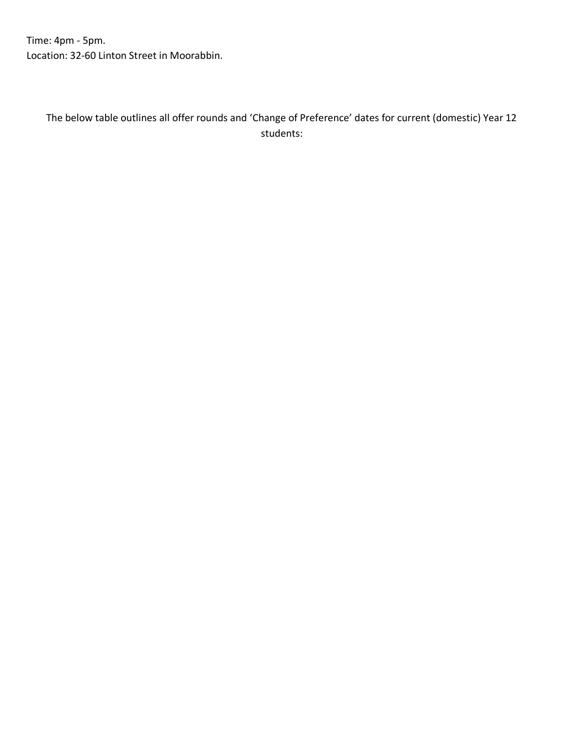Time: 4pm - 5pm.
Location: 32-60 Linton Street in Moorabbin.

The below table outlines all offer rounds and 'Change of Preference' dates for current (domestic) Year 12 students: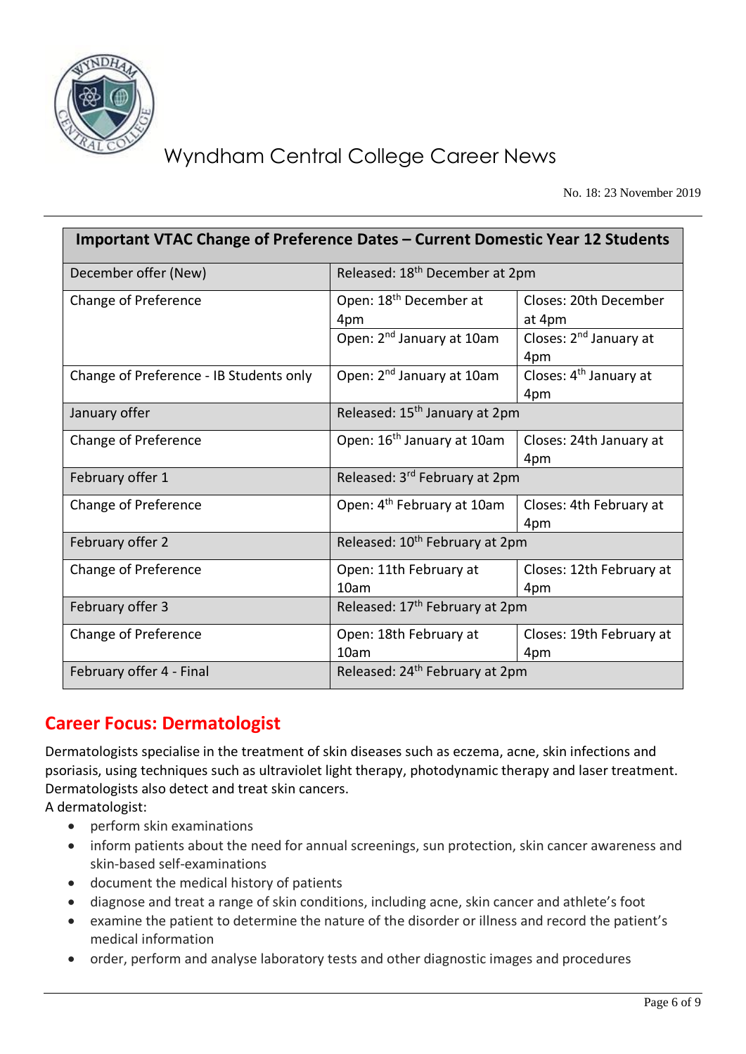# Wyndham Central College Career News

No. 18: 23 November 2019

| Important VTAC Change of Preference Dates – Current Domestic Year 12 Students | | |
|---|---|---|
| December offer (New) | Released: 18th December at 2pm | |
| Change of Preference | Open: 18th December at 4pm | Closes: 20th December at 4pm |
| | Open: 2nd January at 10am | Closes: 2nd January at 4pm |
| Change of Preference - IB Students only | Open: 2nd January at 10am | Closes: 4th January at 4pm |
| January offer | Released: 15th January at 2pm | |
| Change of Preference | Open: 16th January at 10am | Closes: 24th January at 4pm |
| February offer 1 | Released: 3rd February at 2pm | |
| Change of Preference | Open: 4th February at 10am | Closes: 4th February at 4pm |
| February offer 2 | Released: 10th February at 2pm | |
| Change of Preference | Open: 11th February at 10am | Closes: 12th February at 4pm |
| February offer 3 | Released: 17th February at 2pm | |
| Change of Preference | Open: 18th February at 10am | Closes: 19th February at 4pm |
| February offer 4 - Final | Released: 24th February at 2pm | |

## Career Focus: Dermatologist

Dermatologists specialise in the treatment of skin diseases such as eczema, acne, skin infections and psoriasis, using techniques such as ultraviolet light therapy, photodynamic therapy and laser treatment. Dermatologists also detect and treat skin cancers.

A dermatologist:

- perform skin examinations
- inform patients about the need for annual screenings, sun protection, skin cancer awareness and skin-based self-examinations
- document the medical history of patients
- diagnose and treat a range of skin conditions, including acne, skin cancer and athlete's foot
- examine the patient to determine the nature of the disorder or illness and record the patient's medical information
- order, perform and analyse laboratory tests and other diagnostic images and procedures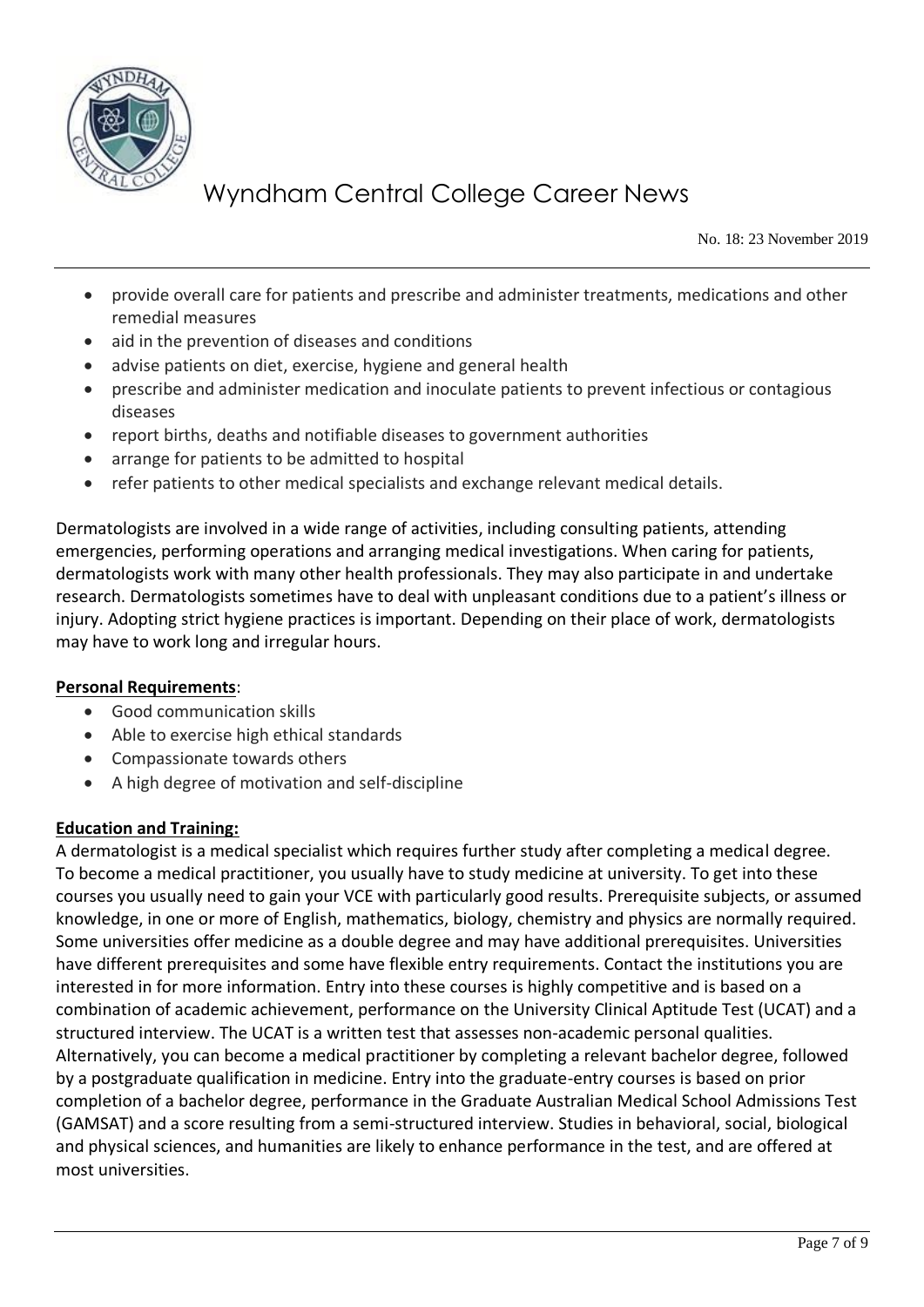- provide overall care for patients and prescribe and administer treatments, medications and other remedial measures
- aid in the prevention of diseases and conditions
- advise patients on diet, exercise, hygiene and general health
- prescribe and administer medication and inoculate patients to prevent infectious or contagious diseases
- report births, deaths and notifiable diseases to government authorities
- arrange for patients to be admitted to hospital
- refer patients to other medical specialists and exchange relevant medical details.

Dermatologists are involved in a wide range of activities, including consulting patients, attending emergencies, performing operations and arranging medical investigations. When caring for patients, dermatologists work with many other health professionals. They may also participate in and undertake research. Dermatologists sometimes have to deal with unpleasant conditions due to a patient's illness or injury. Adopting strict hygiene practices is important. Depending on their place of work, dermatologists may have to work long and irregular hours.

**Personal Requirements**:

- Good communication skills
- Able to exercise high ethical standards
- Compassionate towards others
- A high degree of motivation and self-discipline

**Education and Training:**

A dermatologist is a medical specialist which requires further study after completing a medical degree. To become a medical practitioner, you usually have to study medicine at university. To get into these courses you usually need to gain your VCE with particularly good results. Prerequisite subjects, or assumed knowledge, in one or more of English, mathematics, biology, chemistry and physics are normally required. Some universities offer medicine as a double degree and may have additional prerequisites. Universities have different prerequisites and some have flexible entry requirements. Contact the institutions you are interested in for more information. Entry into these courses is highly competitive and is based on a combination of academic achievement, performance on the University Clinical Aptitude Test (UCAT) and a structured interview. The UCAT is a written test that assesses non-academic personal qualities. Alternatively, you can become a medical practitioner by completing a relevant bachelor degree, followed by a postgraduate qualification in medicine. Entry into the graduate-entry courses is based on prior completion of a bachelor degree, performance in the Graduate Australian Medical School Admissions Test (GAMSAT) and a score resulting from a semi-structured interview. Studies in behavioral, social, biological and physical sciences, and humanities are likely to enhance performance in the test, and are offered at most universities.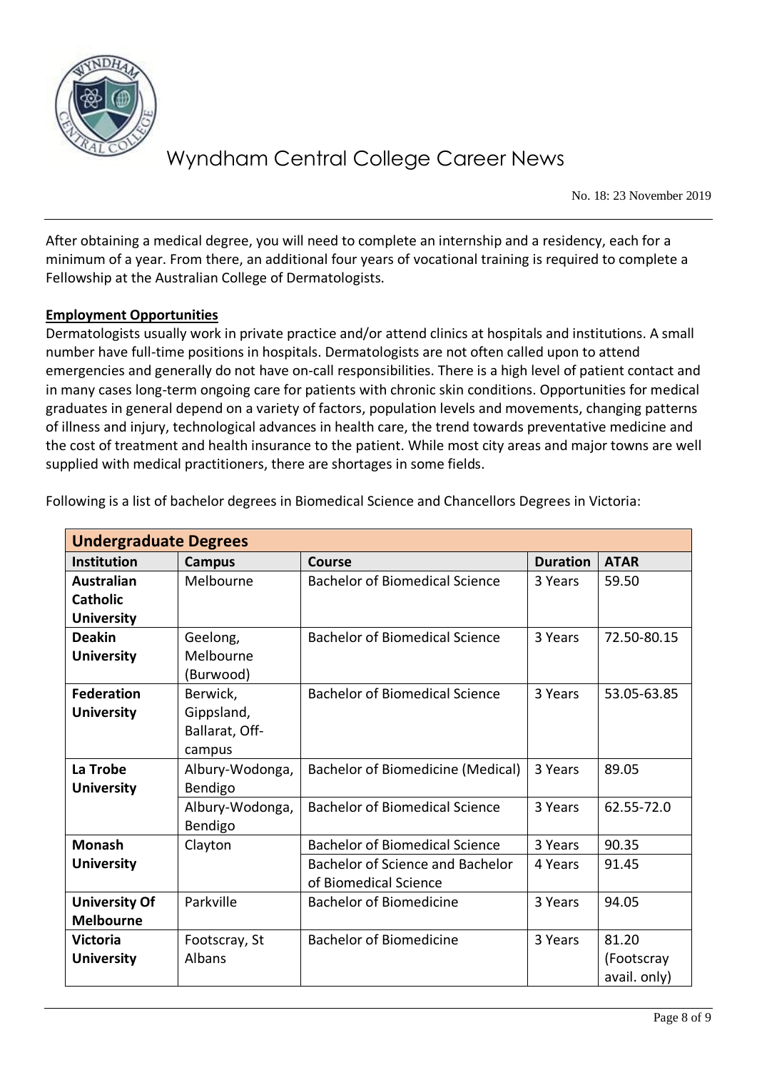After obtaining a medical degree, you will need to complete an internship and a residency, each for a minimum of a year. From there, an additional four years of vocational training is required to complete a Fellowship at the Australian College of Dermatologists.

**Employment Opportunities**

Dermatologists usually work in private practice and/or attend clinics at hospitals and institutions. A small number have full-time positions in hospitals. Dermatologists are not often called upon to attend emergencies and generally do not have on-call responsibilities. There is a high level of patient contact and in many cases long-term ongoing care for patients with chronic skin conditions. Opportunities for medical graduates in general depend on a variety of factors, population levels and movements, changing patterns of illness and injury, technological advances in health care, the trend towards preventative medicine and the cost of treatment and health insurance to the patient. While most city areas and major towns are well supplied with medical practitioners, there are shortages in some fields.

Following is a list of bachelor degrees in Biomedical Science and Chancellors Degrees in Victoria:

| **Undergraduate Degrees** | | | | |
|---|---|---|---|---|
| **Institution** | **Campus** | **Course** | **Duration** | **ATAR** |
| **Australian Catholic University** | Melbourne | Bachelor of Biomedical Science | 3 Years | 59.50 |
| **Deakin University** | Geelong, Melbourne (Burwood) | Bachelor of Biomedical Science | 3 Years | 72.50-80.15 |
| **Federation University** | Berwick, Gippsland, Ballarat, Off-campus | Bachelor of Biomedical Science | 3 Years | 53.05-63.85 |
| **La Trobe University** | Albury-Wodonga, Bendigo | Bachelor of Biomedicine (Medical) | 3 Years | 89.05 |
| | Albury-Wodonga, Bendigo | Bachelor of Biomedical Science | 3 Years | 62.55-72.0 |
| **Monash University** | Clayton | Bachelor of Biomedical Science | 3 Years | 90.35 |
| | | Bachelor of Science and Bachelor of Biomedical Science | 4 Years | 91.45 |
| **University Of Melbourne** | Parkville | Bachelor of Biomedicine | 3 Years | 94.05 |
| **Victoria University** | Footscray, St Albans | Bachelor of Biomedicine | 3 Years | 81.20 (Footscray avail. only) |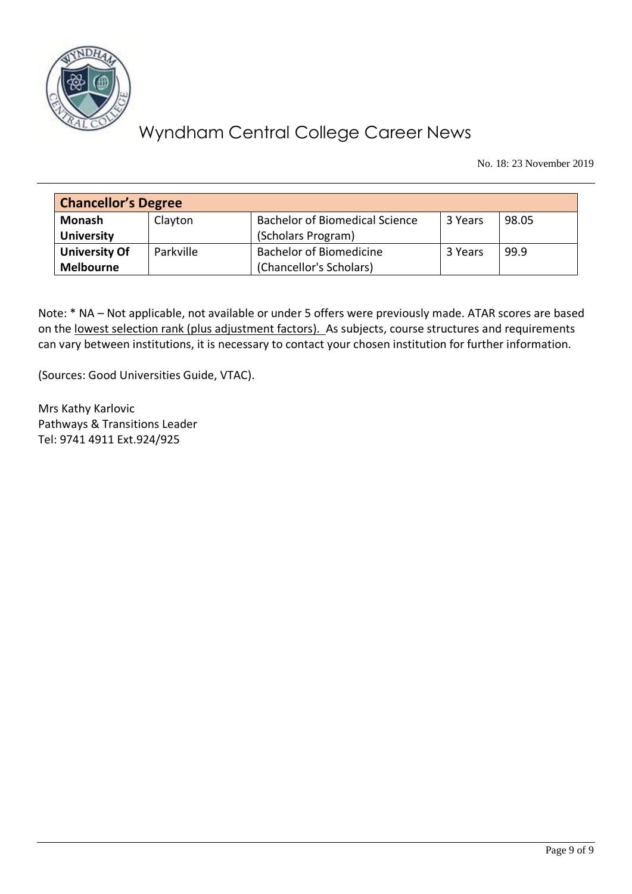| Chancellor's Degree | | | | |
|---|---|---|---|---|
| **Monash University** | Clayton | Bachelor of Biomedical Science (Scholars Program) | 3 Years | 98.05 |
| **University Of Melbourne** | Parkville | Bachelor of Biomedicine (Chancellor's Scholars) | 3 Years | 99.9 |

Note: * NA – Not applicable, not available or under 5 offers were previously made. ATAR scores are based on the lowest selection rank (plus adjustment factors). As subjects, course structures and requirements can vary between institutions, it is necessary to contact your chosen institution for further information.

(Sources: Good Universities Guide, VTAC).

Mrs Kathy Karlovic
Pathways & Transitions Leader
Tel: 9741 4911 Ext.924/925